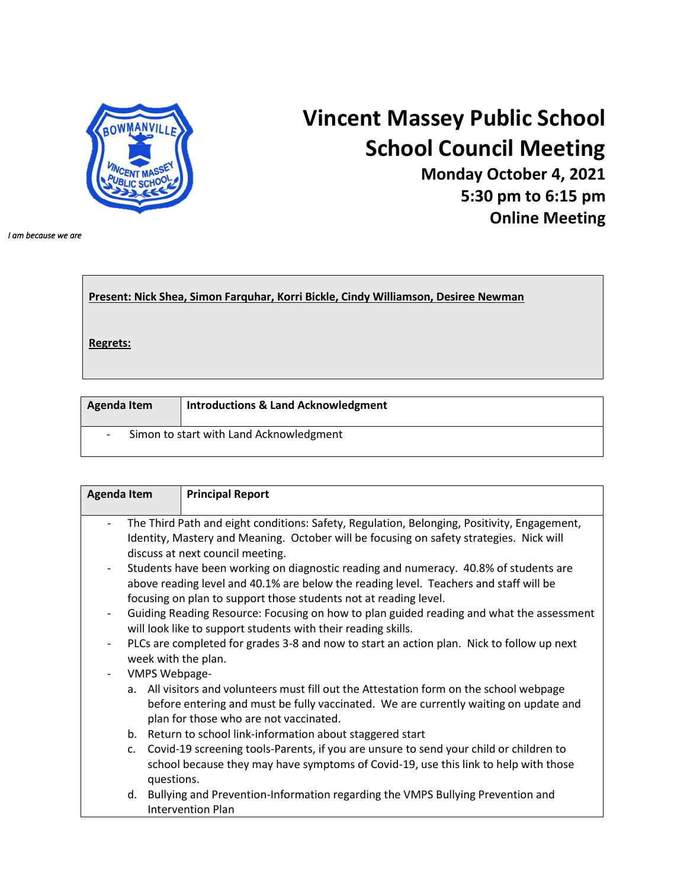# Vincent Massey Public School
# School Council Meeting

**Monday October 4, 2021**
**5:30 pm to 6:15 pm**
**Online Meeting**

*I am because we are*

**Present: Nick Shea, Simon Farquhar, Korri Bickle, Cindy Williamson, Desiree Newman**

**Regrets:**

| Agenda Item | Introductions & Land Acknowledgment |
|---|---|

- Simon to start with Land Acknowledgment

| Agenda Item | Principal Report |
|---|---|

- The Third Path and eight conditions: Safety, Regulation, Belonging, Positivity, Engagement, Identity, Mastery and Meaning. October will be focusing on safety strategies. Nick will discuss at next council meeting.
- Students have been working on diagnostic reading and numeracy. 40.8% of students are above reading level and 40.1% are below the reading level. Teachers and staff will be focusing on plan to support those students not at reading level.
- Guiding Reading Resource: Focusing on how to plan guided reading and what the assessment will look like to support students with their reading skills.
- PLCs are completed for grades 3-8 and now to start an action plan. Nick to follow up next week with the plan.
- VMPS Webpage-
  a. All visitors and volunteers must fill out the Attestation form on the school webpage before entering and must be fully vaccinated. We are currently waiting on update and plan for those who are not vaccinated.
  b. Return to school link-information about staggered start
  c. Covid-19 screening tools-Parents, if you are unsure to send your child or children to school because they may have symptoms of Covid-19, use this link to help with those questions.
  d. Bullying and Prevention-Information regarding the VMPS Bullying Prevention and Intervention Plan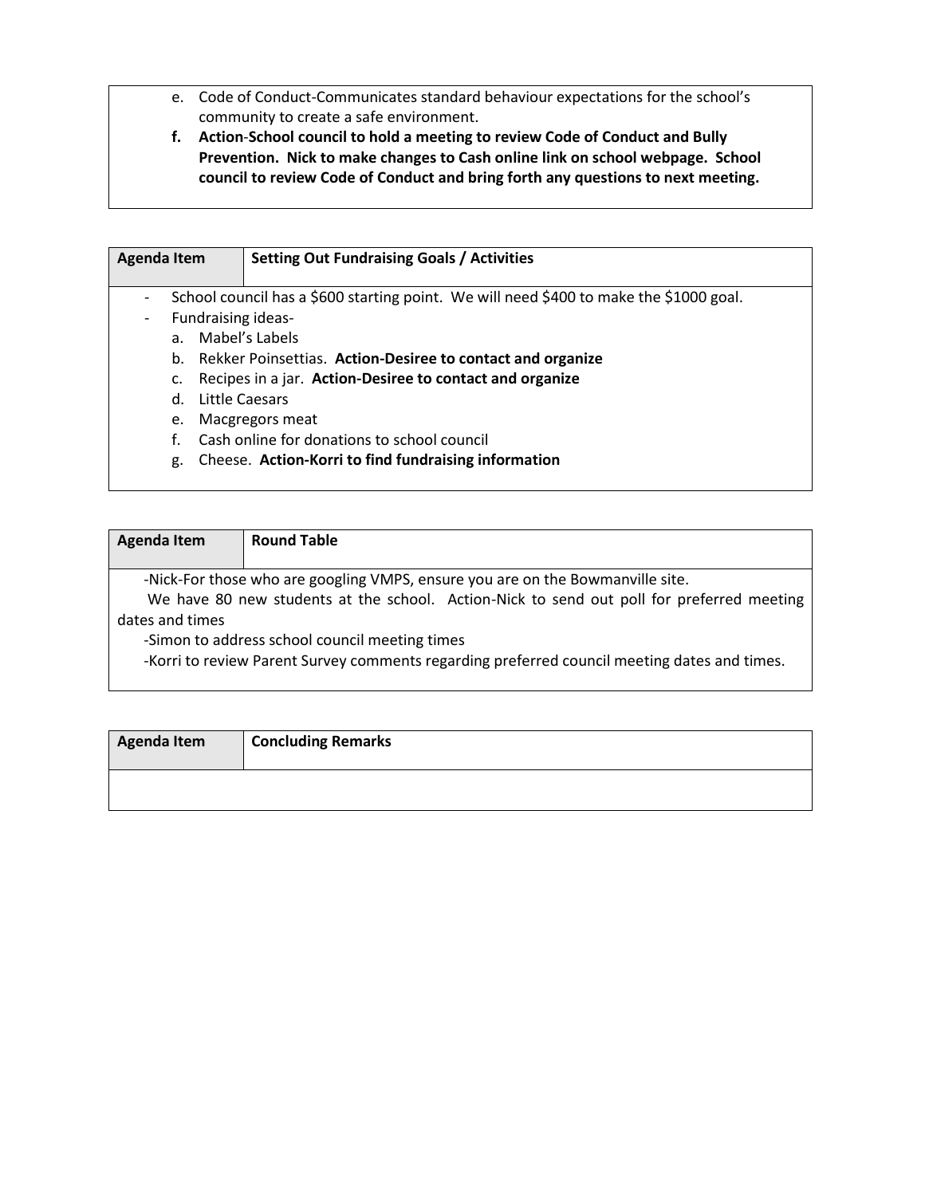e. Code of Conduct-Communicates standard behaviour expectations for the school's community to create a safe environment.

f. **Action-School council to hold a meeting to review Code of Conduct and Bully Prevention. Nick to make changes to Cash online link on school webpage. School council to review Code of Conduct and bring forth any questions to next meeting.**

| Agenda Item | Setting Out Fundraising Goals / Activities |
|---|---|

- School council has a $600 starting point. We will need $400 to make the $1000 goal.
- Fundraising ideas-
  a. Mabel's Labels
  b. Rekker Poinsettias. **Action-Desiree to contact and organize**
  c. Recipes in a jar. **Action-Desiree to contact and organize**
  d. Little Caesars
  e. Macgregors meat
  f. Cash online for donations to school council
  g. Cheese. **Action-Korri to find fundraising information**

| Agenda Item | Round Table |
|---|---|

-Nick-For those who are googling VMPS, ensure you are on the Bowmanville site.

We have 80 new students at the school. Action-Nick to send out poll for preferred meeting dates and times

-Simon to address school council meeting times

-Korri to review Parent Survey comments regarding preferred council meeting dates and times.

| Agenda Item | Concluding Remarks |
|---|---|